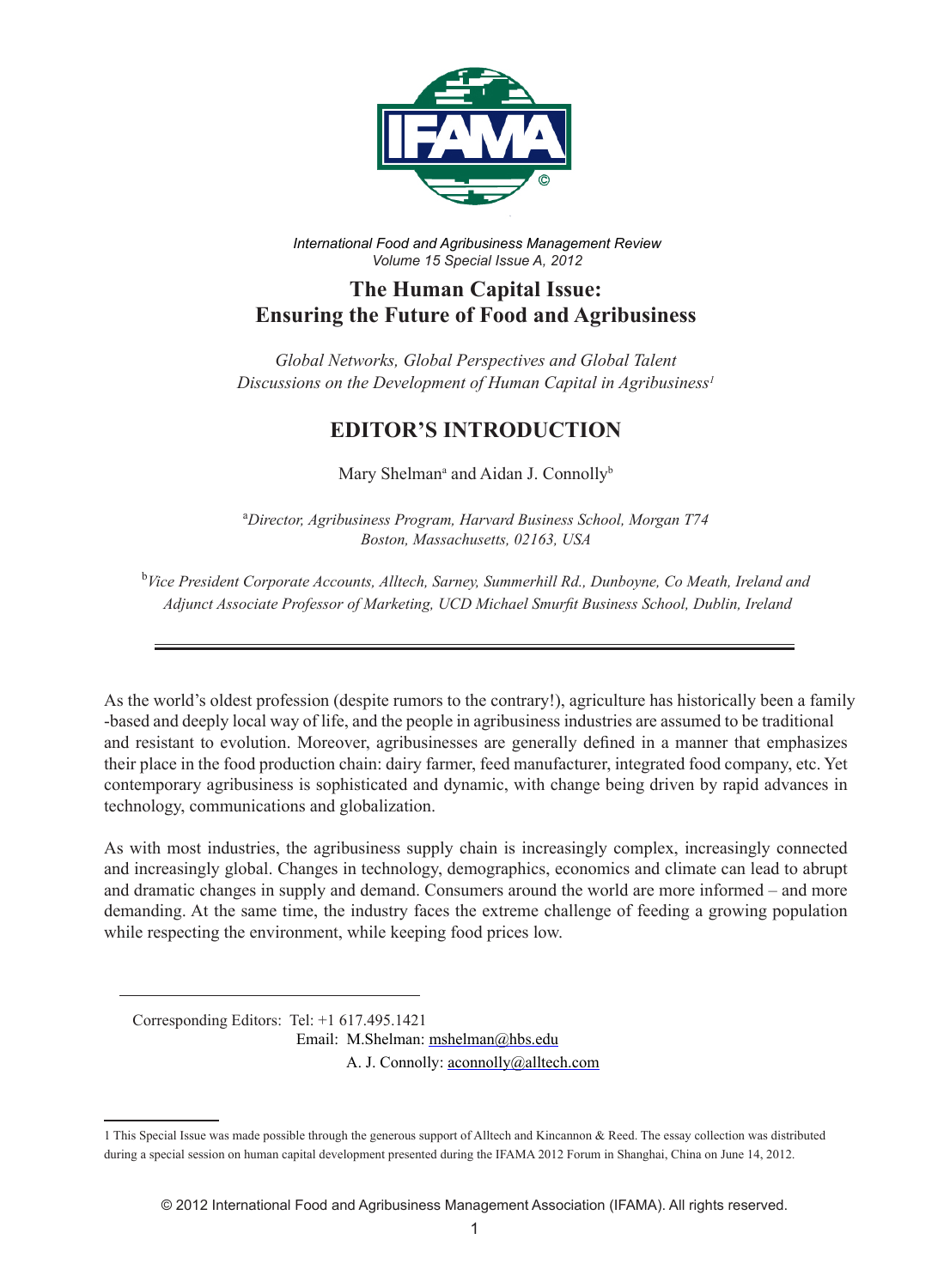*International Food and Agribusiness Management Review*
*Volume 15 Special Issue A, 2012*

# The Human Capital Issue: Ensuring the Future of Food and Agribusiness

*Global Networks, Global Perspectives and Global Talent*
*Discussions on the Development of Human Capital in Agribusiness*[1]

## EDITOR'S INTRODUCTION

Mary Shelman[a] and Aidan J. Connolly[b]

[a] *Director, Agribusiness Program, Harvard Business School, Morgan T74 Boston, Massachusetts, 02163, USA*

[b] *Vice President Corporate Accounts, Alltech, Sarney, Summerhill Rd., Dunboyne, Co Meath, Ireland and Adjunct Associate Professor of Marketing, UCD Michael Smurfit Business School, Dublin, Ireland*

---

As the world's oldest profession (despite rumors to the contrary!), agriculture has historically been a family-based and deeply local way of life, and the people in agribusiness industries are assumed to be traditional and resistant to evolution. Moreover, agribusinesses are generally defined in a manner that emphasizes their place in the food production chain: dairy farmer, feed manufacturer, integrated food company, etc. Yet contemporary agribusiness is sophisticated and dynamic, with change being driven by rapid advances in technology, communications and globalization.

As with most industries, the agribusiness supply chain is increasingly complex, increasingly connected and increasingly global. Changes in technology, demographics, economics and climate can lead to abrupt and dramatic changes in supply and demand. Consumers around the world are more informed – and more demanding. At the same time, the industry faces the extreme challenge of feeding a growing population while respecting the environment, while keeping food prices low.

---

Corresponding Editors: Tel: +1 617.495.1421
Email: M.Shelman: mshelman@hbs.edu
A. J. Connolly: aconnolly@alltech.com

---

1 This Special Issue was made possible through the generous support of Alltech and Kincannon & Reed. The essay collection was distributed during a special session on human capital development presented during the IFAMA 2012 Forum in Shanghai, China on June 14, 2012.

© 2012 International Food and Agribusiness Management Association (IFAMA). All rights reserved.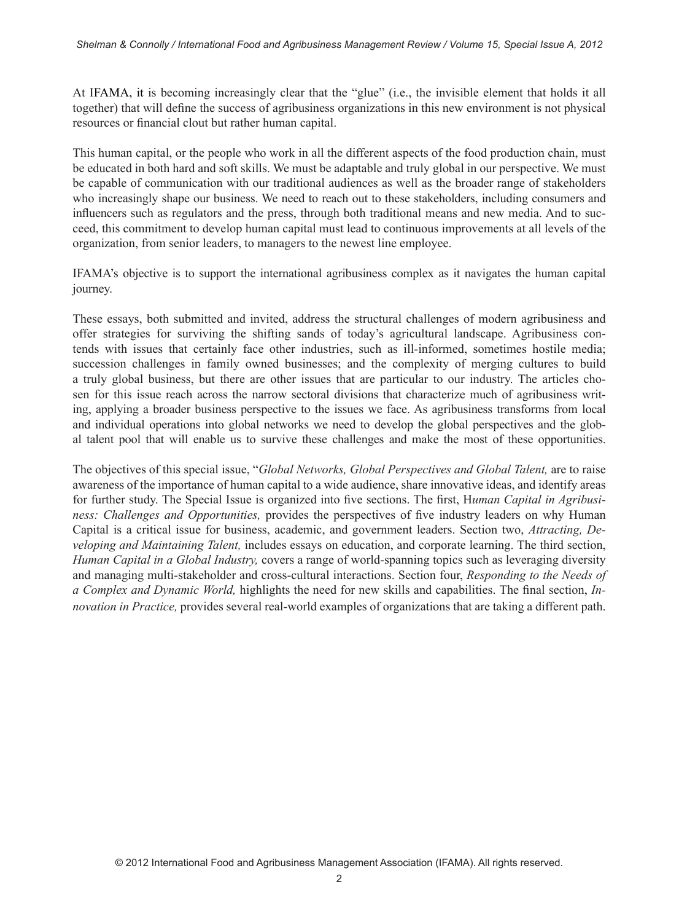At IFAMA, it is becoming increasingly clear that the "glue" (i.e., the invisible element that holds it all together) that will define the success of agribusiness organizations in this new environment is not physical resources or financial clout but rather human capital.

This human capital, or the people who work in all the different aspects of the food production chain, must be educated in both hard and soft skills. We must be adaptable and truly global in our perspective. We must be capable of communication with our traditional audiences as well as the broader range of stakeholders who increasingly shape our business. We need to reach out to these stakeholders, including consumers and influencers such as regulators and the press, through both traditional means and new media. And to succeed, this commitment to develop human capital must lead to continuous improvements at all levels of the organization, from senior leaders, to managers to the newest line employee.

IFAMA's objective is to support the international agribusiness complex as it navigates the human capital journey.

These essays, both submitted and invited, address the structural challenges of modern agribusiness and offer strategies for surviving the shifting sands of today's agricultural landscape. Agribusiness contends with issues that certainly face other industries, such as ill-informed, sometimes hostile media; succession challenges in family owned businesses; and the complexity of merging cultures to build a truly global business, but there are other issues that are particular to our industry. The articles chosen for this issue reach across the narrow sectoral divisions that characterize much of agribusiness writing, applying a broader business perspective to the issues we face. As agribusiness transforms from local and individual operations into global networks we need to develop the global perspectives and the global talent pool that will enable us to survive these challenges and make the most of these opportunities.

The objectives of this special issue, "*Global Networks, Global Perspectives and Global Talent,* are to raise awareness of the importance of human capital to a wide audience, share innovative ideas, and identify areas for further study. The Special Issue is organized into five sections. The first, H*uman Capital in Agribusiness: Challenges and Opportunities,* provides the perspectives of five industry leaders on why Human Capital is a critical issue for business, academic, and government leaders. Section two, *Attracting, Developing and Maintaining Talent,* includes essays on education, and corporate learning. The third section, *Human Capital in a Global Industry,* covers a range of world-spanning topics such as leveraging diversity and managing multi-stakeholder and cross-cultural interactions. Section four, *Responding to the Needs of a Complex and Dynamic World,* highlights the need for new skills and capabilities. The final section, *Innovation in Practice,* provides several real-world examples of organizations that are taking a different path.